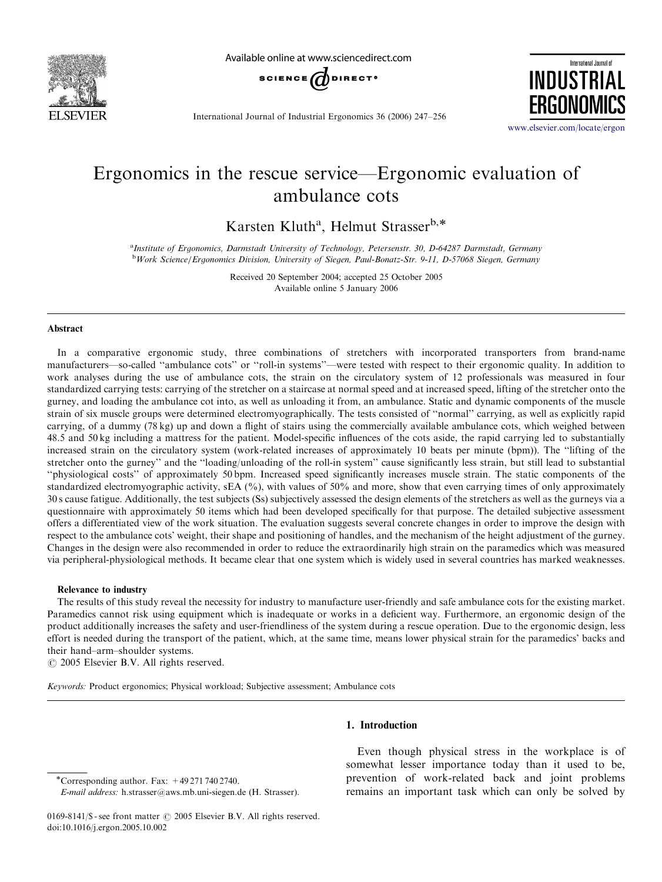# Ergonomics in the rescue service—Ergonomic evaluation of ambulance cots

Karsten Kluth[a], Helmut Strasser[b,*]

[a]Institute of Ergonomics, Darmstadt University of Technology, Petersenstr. 30, D-64287 Darmstadt, Germany
[b]Work Science/Ergonomics Division, University of Siegen, Paul-Bonatz-Str. 9-11, D-57068 Siegen, Germany

Received 20 September 2004; accepted 25 October 2005
Available online 5 January 2006

## Abstract

In a comparative ergonomic study, three combinations of stretchers with incorporated transporters from brand-name manufacturers—so-called ''ambulance cots'' or ''roll-in systems''—were tested with respect to their ergonomic quality. In addition to work analyses during the use of ambulance cots, the strain on the circulatory system of 12 professionals was measured in four standardized carrying tests: carrying of the stretcher on a staircase at normal speed and at increased speed, lifting of the stretcher onto the gurney, and loading the ambulance cot into, as well as unloading it from, an ambulance. Static and dynamic components of the muscle strain of six muscle groups were determined electromyographically. The tests consisted of ''normal'' carrying, as well as explicitly rapid carrying, of a dummy (78 kg) up and down a flight of stairs using the commercially available ambulance cots, which weighed between 48.5 and 50 kg including a mattress for the patient. Model-specific influences of the cots aside, the rapid carrying led to substantially increased strain on the circulatory system (work-related increases of approximately 10 beats per minute (bpm)). The ''lifting of the stretcher onto the gurney'' and the ''loading/unloading of the roll-in system'' cause significantly less strain, but still lead to substantial ''physiological costs'' of approximately 50 bpm. Increased speed significantly increases muscle strain. The static components of the standardized electromyographic activity, sEA (%), with values of 50% and more, show that even carrying times of only approximately 30 s cause fatigue. Additionally, the test subjects (Ss) subjectively assessed the design elements of the stretchers as well as the gurneys via a questionnaire with approximately 50 items which had been developed specifically for that purpose. The detailed subjective assessment offers a differentiated view of the work situation. The evaluation suggests several concrete changes in order to improve the design with respect to the ambulance cots' weight, their shape and positioning of handles, and the mechanism of the height adjustment of the gurney. Changes in the design were also recommended in order to reduce the extraordinarily high strain on the paramedics which was measured via peripheral-physiological methods. It became clear that one system which is widely used in several countries has marked weaknesses.

### Relevance to industry

The results of this study reveal the necessity for industry to manufacture user-friendly and safe ambulance cots for the existing market. Paramedics cannot risk using equipment which is inadequate or works in a deficient way. Furthermore, an ergonomic design of the product additionally increases the safety and user-friendliness of the system during a rescue operation. Due to the ergonomic design, less effort is needed during the transport of the patient, which, at the same time, means lower physical strain for the paramedics' backs and their hand–arm–shoulder systems.

© 2005 Elsevier B.V. All rights reserved.

*Keywords:* Product ergonomics; Physical workload; Subjective assessment; Ambulance cots

## 1. Introduction

Even though physical stress in the workplace is of somewhat lesser importance today than it used to be, prevention of work-related back and joint problems remains an important task which can only be solved by

*Corresponding author. Fax: +49 271 740 2740.
*E-mail address:* h.strasser@aws.mb.uni-siegen.de (H. Strasser).

0169-8141/$ - see front matter © 2005 Elsevier B.V. All rights reserved.
doi:10.1016/j.ergon.2005.10.002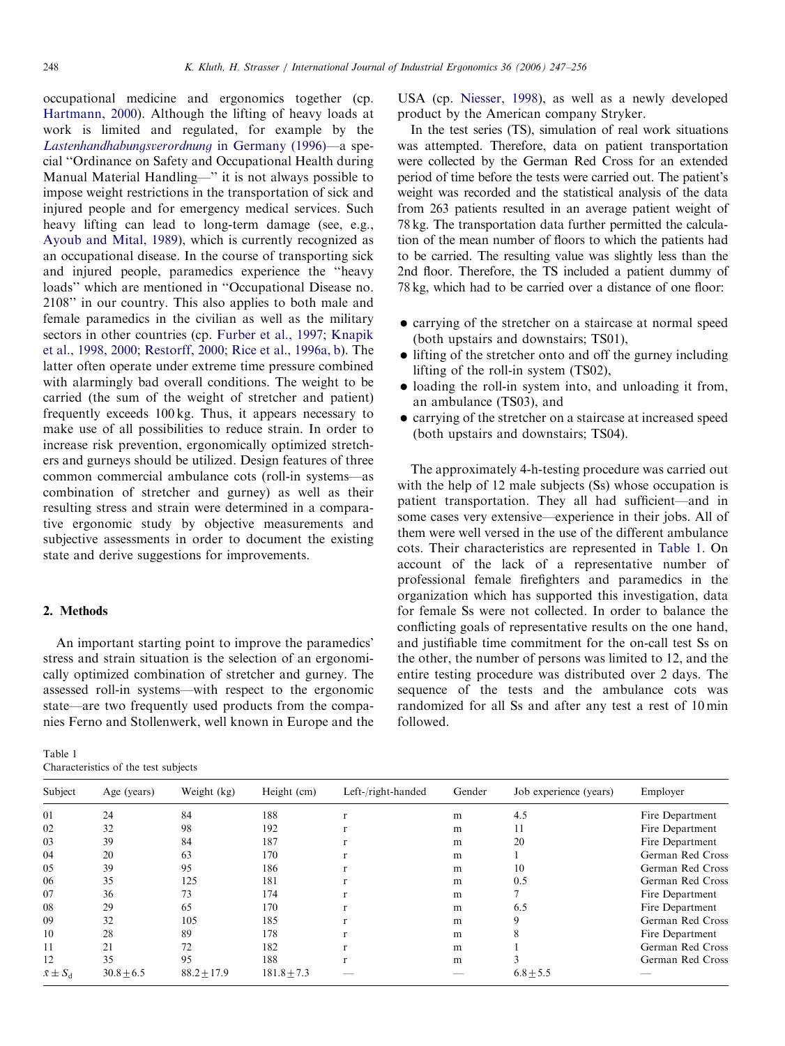occupational medicine and ergonomics together (cp. Hartmann, 2000). Although the lifting of heavy loads at work is limited and regulated, for example by the *Lastenhandhabungsverordnung* in Germany (1996)—a special "Ordinance on Safety and Occupational Health during Manual Material Handling—" it is not always possible to impose weight restrictions in the transportation of sick and injured people and for emergency medical services. Such heavy lifting can lead to long-term damage (see, e.g., Ayoub and Mital, 1989), which is currently recognized as an occupational disease. In the course of transporting sick and injured people, paramedics experience the "heavy loads" which are mentioned in "Occupational Disease no. 2108" in our country. This also applies to both male and female paramedics in the civilian as well as the military sectors in other countries (cp. Furber et al., 1997; Knapik et al., 1998, 2000; Restorff, 2000; Rice et al., 1996a, b). The latter often operate under extreme time pressure combined with alarmingly bad overall conditions. The weight to be carried (the sum of the weight of stretcher and patient) frequently exceeds 100 kg. Thus, it appears necessary to make use of all possibilities to reduce strain. In order to increase risk prevention, ergonomically optimized stretchers and gurneys should be utilized. Design features of three common commercial ambulance cots (roll-in systems—as combination of stretcher and gurney) as well as their resulting stress and strain were determined in a comparative ergonomic study by objective measurements and subjective assessments in order to document the existing state and derive suggestions for improvements.

## 2. Methods

An important starting point to improve the paramedics' stress and strain situation is the selection of an ergonomically optimized combination of stretcher and gurney. The assessed roll-in systems—with respect to the ergonomic state—are two frequently used products from the companies Ferno and Stollenwerk, well known in Europe and the USA (cp. Niesser, 1998), as well as a newly developed product by the American company Stryker.

In the test series (TS), simulation of real work situations was attempted. Therefore, data on patient transportation were collected by the German Red Cross for an extended period of time before the tests were carried out. The patient's weight was recorded and the statistical analysis of the data from 263 patients resulted in an average patient weight of 78 kg. The transportation data further permitted the calculation of the mean number of floors to which the patients had to be carried. The resulting value was slightly less than the 2nd floor. Therefore, the TS included a patient dummy of 78 kg, which had to be carried over a distance of one floor:

- carrying of the stretcher on a staircase at normal speed (both upstairs and downstairs; TS01),
- lifting of the stretcher onto and off the gurney including lifting of the roll-in system (TS02),
- loading the roll-in system into, and unloading it from, an ambulance (TS03), and
- carrying of the stretcher on a staircase at increased speed (both upstairs and downstairs; TS04).

The approximately 4-h-testing procedure was carried out with the help of 12 male subjects (Ss) whose occupation is patient transportation. They all had sufficient—and in some cases very extensive—experience in their jobs. All of them were well versed in the use of the different ambulance cots. Their characteristics are represented in Table 1. On account of the lack of a representative number of professional female firefighters and paramedics in the organization which has supported this investigation, data for female Ss were not collected. In order to balance the conflicting goals of representative results on the one hand, and justifiable time commitment for the on-call test Ss on the other, the number of persons was limited to 12, and the entire testing procedure was distributed over 2 days. The sequence of the tests and the ambulance cots was randomized for all Ss and after any test a rest of 10 min followed.

Table 1
Characteristics of the test subjects

| Subject | Age (years) | Weight (kg) | Height (cm) | Left-/right-handed | Gender | Job experience (years) | Employer |
|---|---|---|---|---|---|---|---|
| 01 | 24 | 84 | 188 | r | m | 4.5 | Fire Department |
| 02 | 32 | 98 | 192 | r | m | 11 | Fire Department |
| 03 | 39 | 84 | 187 | r | m | 20 | Fire Department |
| 04 | 20 | 63 | 170 | r | m | 1 | German Red Cross |
| 05 | 39 | 95 | 186 | r | m | 10 | German Red Cross |
| 06 | 35 | 125 | 181 | r | m | 0.5 | German Red Cross |
| 07 | 36 | 73 | 174 | r | m | 7 | Fire Department |
| 08 | 29 | 65 | 170 | r | m | 6.5 | Fire Department |
| 09 | 32 | 105 | 185 | r | m | 9 | German Red Cross |
| 10 | 28 | 89 | 178 | r | m | 8 | Fire Department |
| 11 | 21 | 72 | 182 | r | m | 1 | German Red Cross |
| 12 | 35 | 95 | 188 | r | m | 3 | German Red Cross |
| $\bar{x} \pm S_d$ | $30.8 \pm 6.5$ | $88.2 \pm 17.9$ | $181.8 \pm 7.3$ | — | — | $6.8 \pm 5.5$ | — |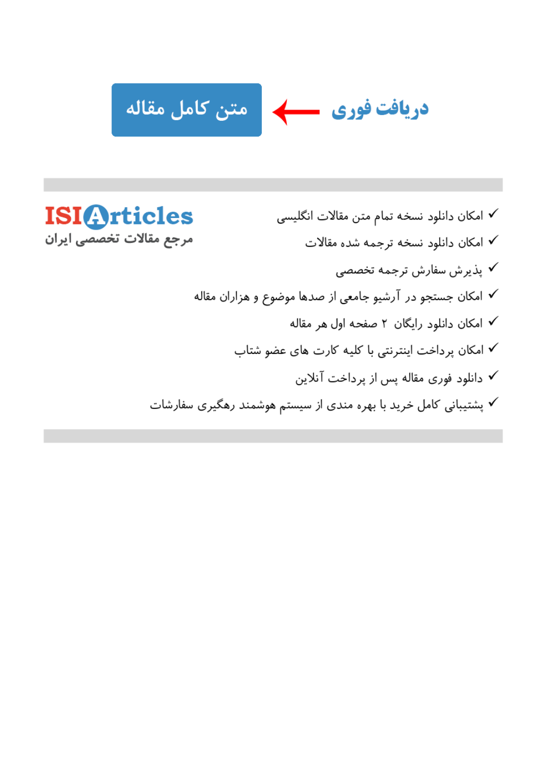دریافت فوری ← متن کامل مقاله

**ISIArticles**
مرجع مقالات تخصصی ایران

- ✓ امکان دانلود نسخه تمام متن مقالات انگلیسی
- ✓ امکان دانلود نسخه ترجمه شده مقالات
- ✓ پذیرش سفارش ترجمه تخصصی
- ✓ امکان جستجو در آرشیو جامعی از صدها موضوع و هزاران مقاله
- ✓ امکان دانلود رایگان ۲ صفحه اول هر مقاله
- ✓ امکان پرداخت اینترنتی با کلیه کارت های عضو شتاب
- ✓ دانلود فوری مقاله پس از پرداخت آنلاین
- ✓ پشتیبانی کامل خرید با بهره مندی از سیستم هوشمند رهگیری سفارشات